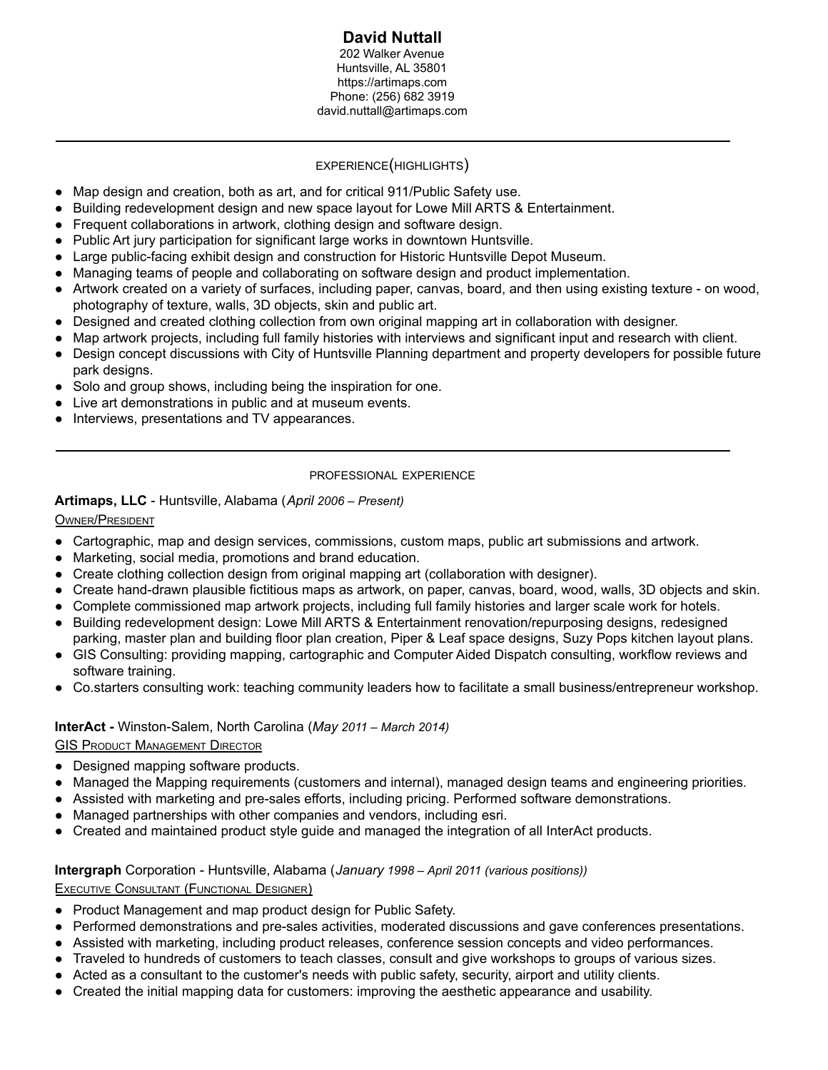# David Nuttall

202 Walker Avenue
Huntsville, AL 35801
https://artimaps.com
Phone: (256) 682 3919
david.nuttall@artimaps.com

---

## EXPERIENCE(HIGHLIGHTS)

- Map design and creation, both as art, and for critical 911/Public Safety use.
- Building redevelopment design and new space layout for Lowe Mill ARTS & Entertainment.
- Frequent collaborations in artwork, clothing design and software design.
- Public Art jury participation for significant large works in downtown Huntsville.
- Large public-facing exhibit design and construction for Historic Huntsville Depot Museum.
- Managing teams of people and collaborating on software design and product implementation.
- Artwork created on a variety of surfaces, including paper, canvas, board, and then using existing texture - on wood, photography of texture, walls, 3D objects, skin and public art.
- Designed and created clothing collection from own original mapping art in collaboration with designer.
- Map artwork projects, including full family histories with interviews and significant input and research with client.
- Design concept discussions with City of Huntsville Planning department and property developers for possible future park designs.
- Solo and group shows, including being the inspiration for one.
- Live art demonstrations in public and at museum events.
- Interviews, presentations and TV appearances.

---

## PROFESSIONAL EXPERIENCE

**Artimaps, LLC** - Huntsville, Alabama (*April 2006 – Present)*

OWNER/PRESIDENT

- Cartographic, map and design services, commissions, custom maps, public art submissions and artwork.
- Marketing, social media, promotions and brand education.
- Create clothing collection design from original mapping art (collaboration with designer).
- Create hand-drawn plausible fictitious maps as artwork, on paper, canvas, board, wood, walls, 3D objects and skin.
- Complete commissioned map artwork projects, including full family histories and larger scale work for hotels.
- Building redevelopment design: Lowe Mill ARTS & Entertainment renovation/repurposing designs, redesigned parking, master plan and building floor plan creation, Piper & Leaf space designs, Suzy Pops kitchen layout plans.
- GIS Consulting: providing mapping, cartographic and Computer Aided Dispatch consulting, workflow reviews and software training.
- Co.starters consulting work: teaching community leaders how to facilitate a small business/entrepreneur workshop.

**InterAct -** Winston-Salem, North Carolina (*May 2011 – March 2014)*

GIS PRODUCT MANAGEMENT DIRECTOR

- Designed mapping software products.
- Managed the Mapping requirements (customers and internal), managed design teams and engineering priorities.
- Assisted with marketing and pre-sales efforts, including pricing. Performed software demonstrations.
- Managed partnerships with other companies and vendors, including esri.
- Created and maintained product style guide and managed the integration of all InterAct products.

**Intergraph** Corporation - Huntsville, Alabama (*January 1998 – April 2011 (various positions))*

EXECUTIVE CONSULTANT (FUNCTIONAL DESIGNER)

- Product Management and map product design for Public Safety.
- Performed demonstrations and pre-sales activities, moderated discussions and gave conferences presentations.
- Assisted with marketing, including product releases, conference session concepts and video performances.
- Traveled to hundreds of customers to teach classes, consult and give workshops to groups of various sizes.
- Acted as a consultant to the customer's needs with public safety, security, airport and utility clients.
- Created the initial mapping data for customers: improving the aesthetic appearance and usability.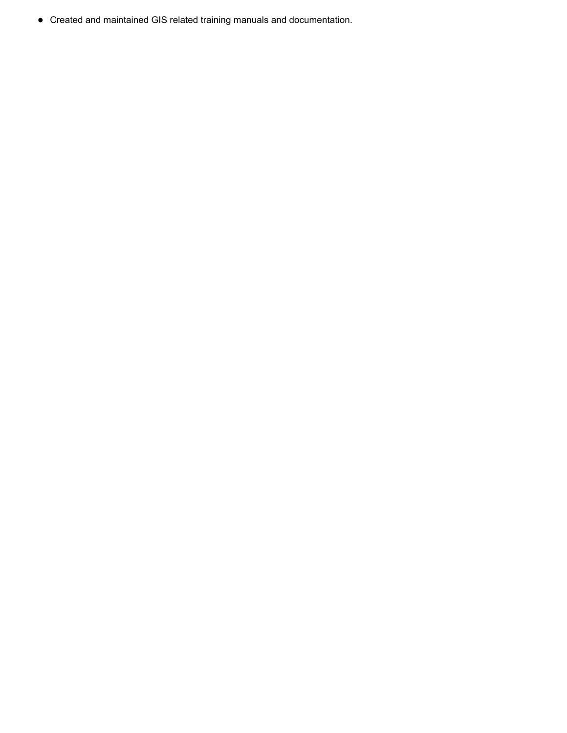- Created and maintained GIS related training manuals and documentation.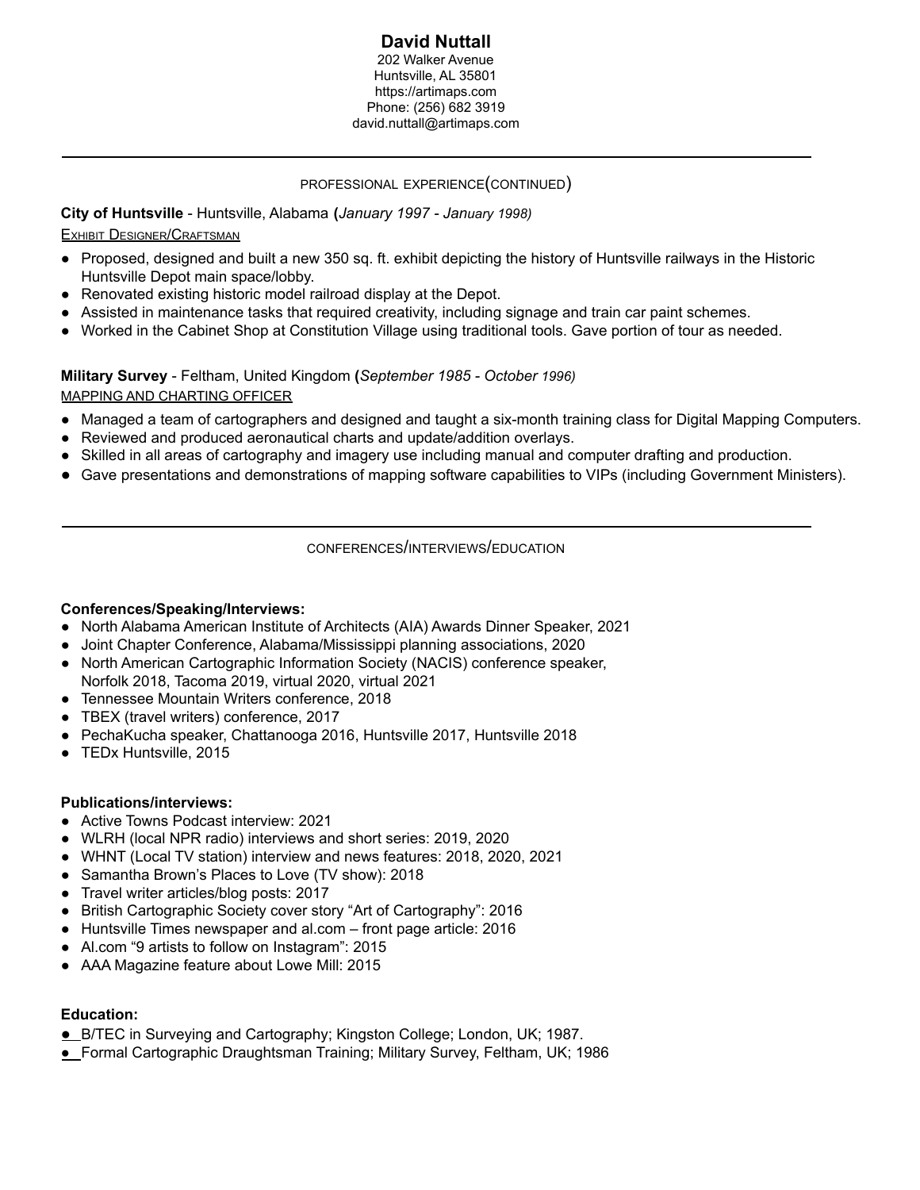# David Nuttall

202 Walker Avenue
Huntsville, AL 35801
https://artimaps.com
Phone: (256) 682 3919
david.nuttall@artimaps.com

---

## PROFESSIONAL EXPERIENCE(CONTINUED)

**City of Huntsville** - Huntsville, Alabama **(***January 1997 - January 1998)*

EXHIBIT DESIGNER/CRAFTSMAN

- Proposed, designed and built a new 350 sq. ft. exhibit depicting the history of Huntsville railways in the Historic Huntsville Depot main space/lobby.
- Renovated existing historic model railroad display at the Depot.
- Assisted in maintenance tasks that required creativity, including signage and train car paint schemes.
- Worked in the Cabinet Shop at Constitution Village using traditional tools. Gave portion of tour as needed.

**Military Survey** - Feltham, United Kingdom **(***September 1985 - October 1996)*

MAPPING AND CHARTING OFFICER

- Managed a team of cartographers and designed and taught a six-month training class for Digital Mapping Computers.
- Reviewed and produced aeronautical charts and update/addition overlays.
- Skilled in all areas of cartography and imagery use including manual and computer drafting and production.
- Gave presentations and demonstrations of mapping software capabilities to VIPs (including Government Ministers).

---

## CONFERENCES/INTERVIEWS/EDUCATION

**Conferences/Speaking/Interviews:**

- North Alabama American Institute of Architects (AIA) Awards Dinner Speaker, 2021
- Joint Chapter Conference, Alabama/Mississippi planning associations, 2020
- North American Cartographic Information Society (NACIS) conference speaker, Norfolk 2018, Tacoma 2019, virtual 2020, virtual 2021
- Tennessee Mountain Writers conference, 2018
- TBEX (travel writers) conference, 2017
- PechaKucha speaker, Chattanooga 2016, Huntsville 2017, Huntsville 2018
- TEDx Huntsville, 2015

**Publications/interviews:**

- Active Towns Podcast interview: 2021
- WLRH (local NPR radio) interviews and short series: 2019, 2020
- WHNT (Local TV station) interview and news features: 2018, 2020, 2021
- Samantha Brown's Places to Love (TV show): 2018
- Travel writer articles/blog posts: 2017
- British Cartographic Society cover story "Art of Cartography": 2016
- Huntsville Times newspaper and al.com – front page article: 2016
- Al.com "9 artists to follow on Instagram": 2015
- AAA Magazine feature about Lowe Mill: 2015

**Education:**

- B/TEC in Surveying and Cartography; Kingston College; London, UK; 1987.
- Formal Cartographic Draughtsman Training; Military Survey, Feltham, UK; 1986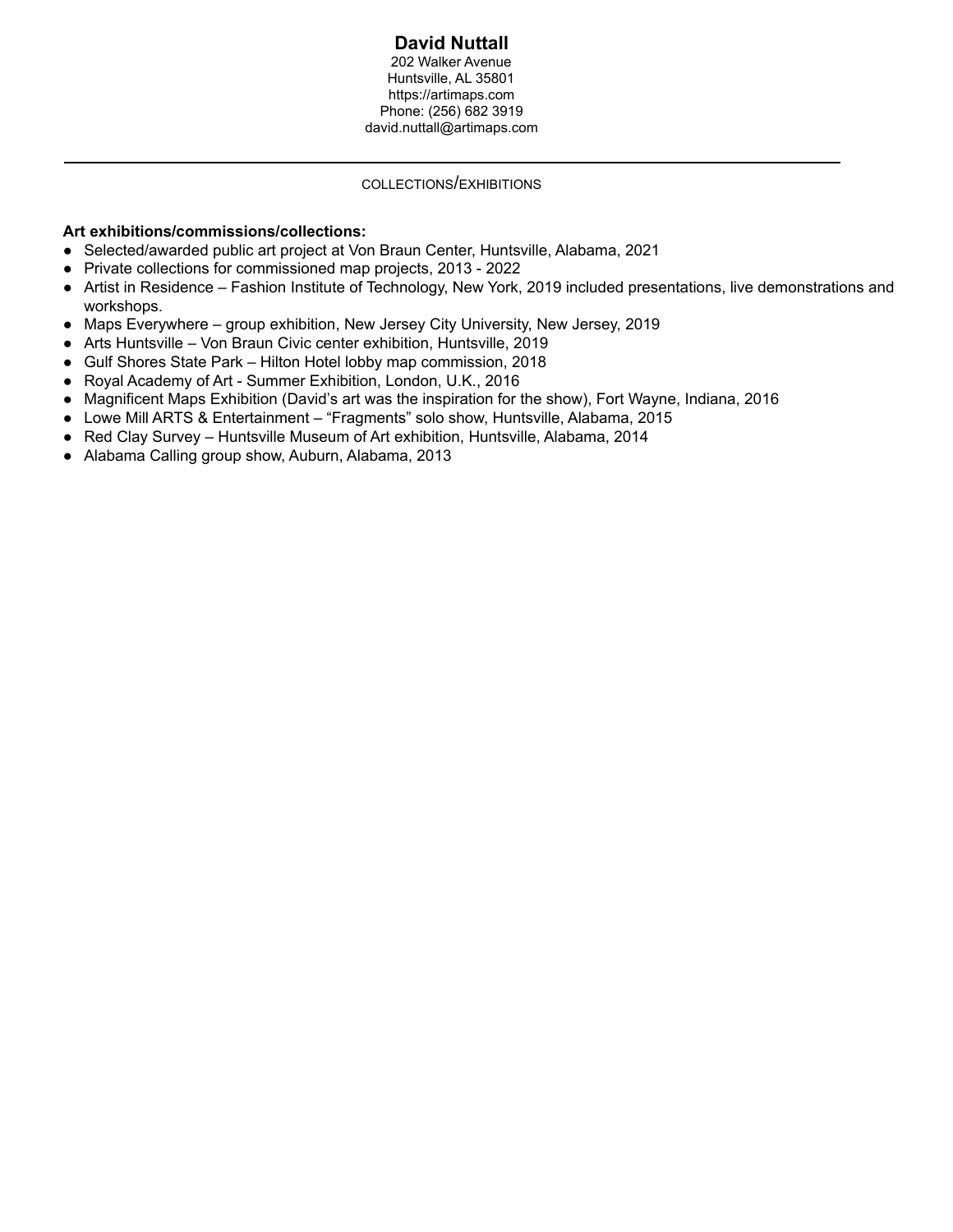# David Nuttall

202 Walker Avenue
Huntsville, AL 35801
https://artimaps.com
Phone: (256) 682 3919
david.nuttall@artimaps.com

---

## COLLECTIONS/EXHIBITIONS

**Art exhibitions/commissions/collections:**

- Selected/awarded public art project at Von Braun Center, Huntsville, Alabama, 2021
- Private collections for commissioned map projects, 2013 - 2022
- Artist in Residence – Fashion Institute of Technology, New York, 2019 included presentations, live demonstrations and workshops.
- Maps Everywhere – group exhibition, New Jersey City University, New Jersey, 2019
- Arts Huntsville – Von Braun Civic center exhibition, Huntsville, 2019
- Gulf Shores State Park – Hilton Hotel lobby map commission, 2018
- Royal Academy of Art - Summer Exhibition, London, U.K., 2016
- Magnificent Maps Exhibition (David's art was the inspiration for the show), Fort Wayne, Indiana, 2016
- Lowe Mill ARTS & Entertainment – "Fragments" solo show, Huntsville, Alabama, 2015
- Red Clay Survey – Huntsville Museum of Art exhibition, Huntsville, Alabama, 2014
- Alabama Calling group show, Auburn, Alabama, 2013